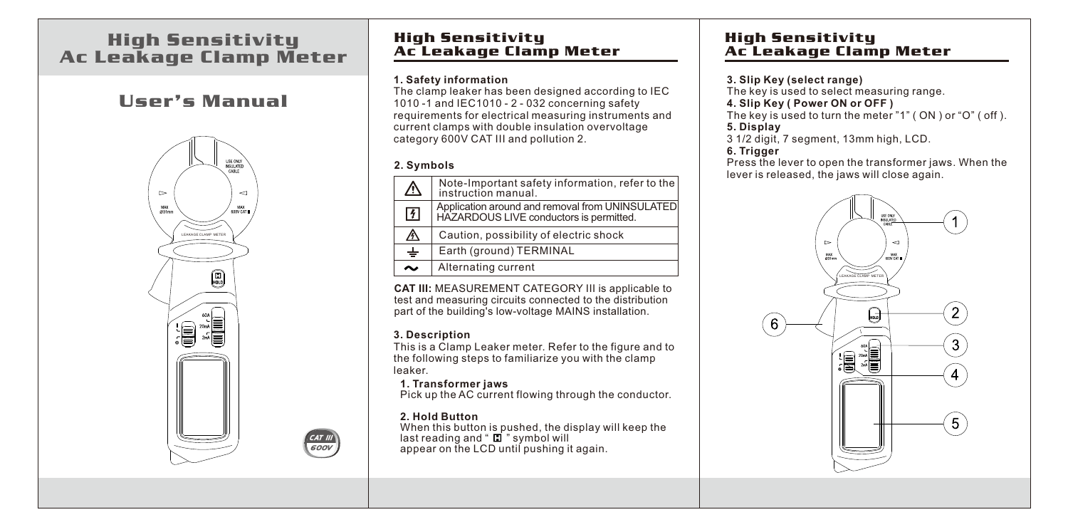# High Sensitivity Ac Leakage Clamp Meter

# User's Manual

CAT III 600V

## High Sensitivity Ac Leakage Clamp Meter

### 1. Safety information

The clamp leaker has been designed according to IEC 1010 -1 and IEC1010 - 2 - 032 concerning safety requirements for electrical measuring instruments and current clamps with double insulation overvoltage category 600V CAT III and pollution 2.

### 2. Symbols

| Symbol | Description |
| --- | --- |
| ⚠ | Note-Important safety information, refer to the instruction manual. |
| ⚡ | Application around and removal from UNINSULATED HAZARDOUS LIVE conductors is permitted. |
| ⚠ | Caution, possibility of electric shock |
| ⏚ | Earth (ground) TERMINAL |
| ~ | Alternating current |

**CAT III:** MEASUREMENT CATEGORY III is applicable to test and measuring circuits connected to the distribution part of the building's low-voltage MAINS installation.

### 3. Description

This is a Clamp Leaker meter. Refer to the figure and to the following steps to familiarize you with the clamp leaker.

**1. Transformer jaws**
Pick up the AC current flowing through the conductor.

**2. Hold Button**
When this button is pushed, the display will keep the last reading and " H " symbol will appear on the LCD until pushing it again.

## High Sensitivity Ac Leakage Clamp Meter

**3. Slip Key (select range)**
The key is used to select measuring range.

**4. Slip Key ( Power ON or OFF )**
The key is used to turn the meter "1" ( ON ) or "O" ( off ).

**5. Display**
3 1/2 digit, 7 segment, 13mm high, LCD.

**6. Trigger**
Press the lever to open the transformer jaws. When the lever is released, the jaws will close again.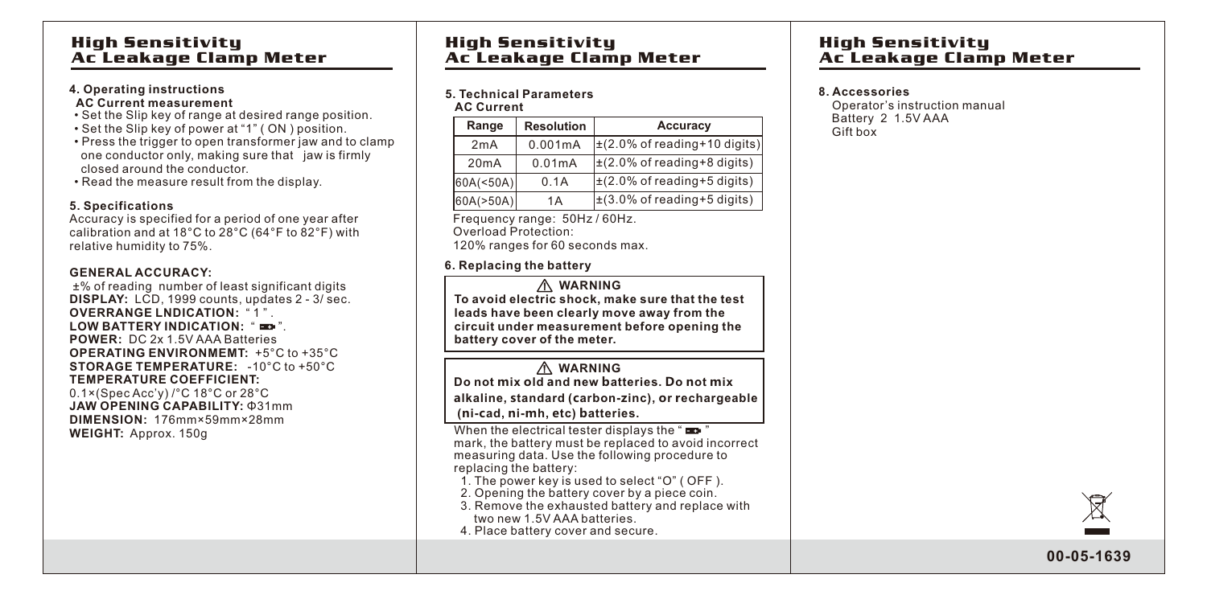## High Sensitivity Ac Leakage Clamp Meter

### 4. Operating instructions

**AC Current measurement**

- Set the Slip key of range at desired range position.
- Set the Slip key of power at "1" ( ON ) position.
- Press the trigger to open transformer jaw and to clamp one conductor only, making sure that jaw is firmly closed around the conductor.
- Read the measure result from the display.

### 5. Specifications

Accuracy is specified for a period of one year after calibration and at 18°C to 28°C (64°F to 82°F) with relative humidity to 75%.

**GENERAL ACCURACY:**

±% of reading number of least significant digits

**DISPLAY:** LCD, 1999 counts, updates 2 - 3/ sec.

**OVERRANGE LNDICATION:** " 1 ".

**LOW BATTERY INDICATION:** " ".

**POWER:** DC 2x 1.5V AAA Batteries

**OPERATING ENVIRONMEMT:** +5°C to +35°C

**STORAGE TEMPERATURE:** -10°C to +50°C

**TEMPERATURE COEFFICIENT:**

0.1×(Spec Acc'y) /°C 18°C or 28°C

**JAW OPENING CAPABILITY:** Φ31mm

**DIMENSION:** 176mm×59mm×28mm

**WEIGHT:** Approx. 150g

## High Sensitivity Ac Leakage Clamp Meter

### 5. Technical Parameters

**AC Current**

| Range | Resolution | Accuracy |
|---|---|---|
| 2mA | 0.001mA | ±(2.0% of reading+10 digits) |
| 20mA | 0.01mA | ±(2.0% of reading+8 digits) |
| 60A(<50A) | 0.1A | ±(2.0% of reading+5 digits) |
| 60A(>50A) | 1A | ±(3.0% of reading+5 digits) |

Frequency range: 50Hz / 60Hz.

Overload Protection:

120% ranges for 60 seconds max.

### 6. Replacing the battery

⚠ **WARNING**

**To avoid electric shock, make sure that the test leads have been clearly move away from the circuit under measurement before opening the battery cover of the meter.**

⚠ **WARNING**

**Do not mix old and new batteries. Do not mix alkaline, standard (carbon-zinc), or rechargeable (ni-cad, ni-mh, etc) batteries.**

When the electrical tester displays the " " mark, the battery must be replaced to avoid incorrect measuring data. Use the following procedure to replacing the battery:

1. The power key is used to select "O" ( OFF ).
2. Opening the battery cover by a piece coin.
3. Remove the exhausted battery and replace with two new 1.5V AAA batteries.
4. Place battery cover and secure.

## High Sensitivity Ac Leakage Clamp Meter

### 8. Accessories

Operator's instruction manual

Battery 2 1.5V AAA

Gift box

00-05-1639